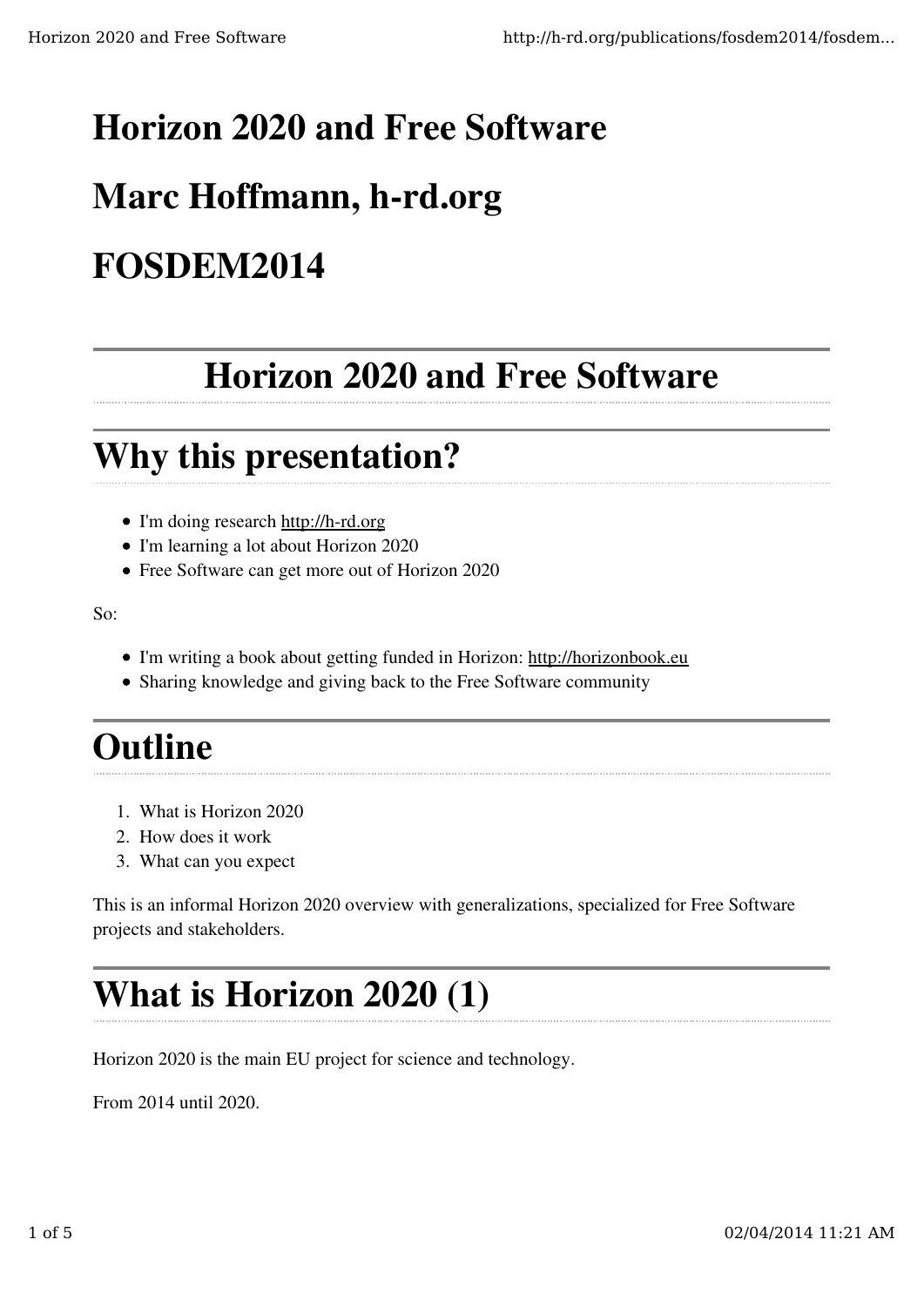# Horizon 2020 and Free Software

# Marc Hoffmann, h-rd.org

# FOSDEM2014

## Horizon 2020 and Free Software

## Why this presentation?

- I'm doing research http://h-rd.org
- I'm learning a lot about Horizon 2020
- Free Software can get more out of Horizon 2020

So:

- I'm writing a book about getting funded in Horizon: http://horizonbook.eu
- Sharing knowledge and giving back to the Free Software community

## Outline

1. What is Horizon 2020
2. How does it work
3. What can you expect

This is an informal Horizon 2020 overview with generalizations, specialized for Free Software projects and stakeholders.

## What is Horizon 2020 (1)

Horizon 2020 is the main EU project for science and technology.

From 2014 until 2020.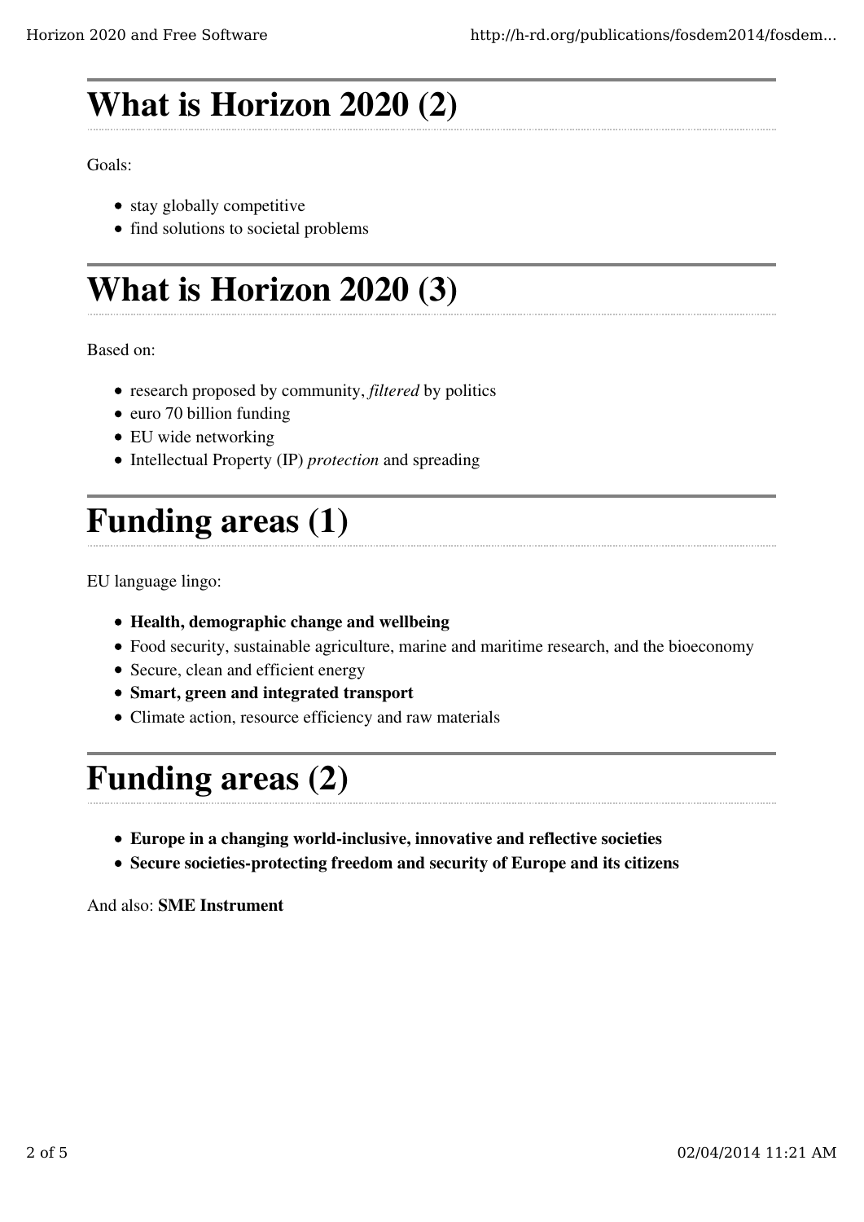# What is Horizon 2020 (2)

Goals:

- stay globally competitive
- find solutions to societal problems

# What is Horizon 2020 (3)

Based on:

- research proposed by community, *filtered* by politics
- euro 70 billion funding
- EU wide networking
- Intellectual Property (IP) *protection* and spreading

# Funding areas (1)

EU language lingo:

- **Health, demographic change and wellbeing**
- Food security, sustainable agriculture, marine and maritime research, and the bioeconomy
- Secure, clean and efficient energy
- **Smart, green and integrated transport**
- Climate action, resource efficiency and raw materials

# Funding areas (2)

- **Europe in a changing world-inclusive, innovative and reflective societies**
- **Secure societies-protecting freedom and security of Europe and its citizens**

And also: **SME Instrument**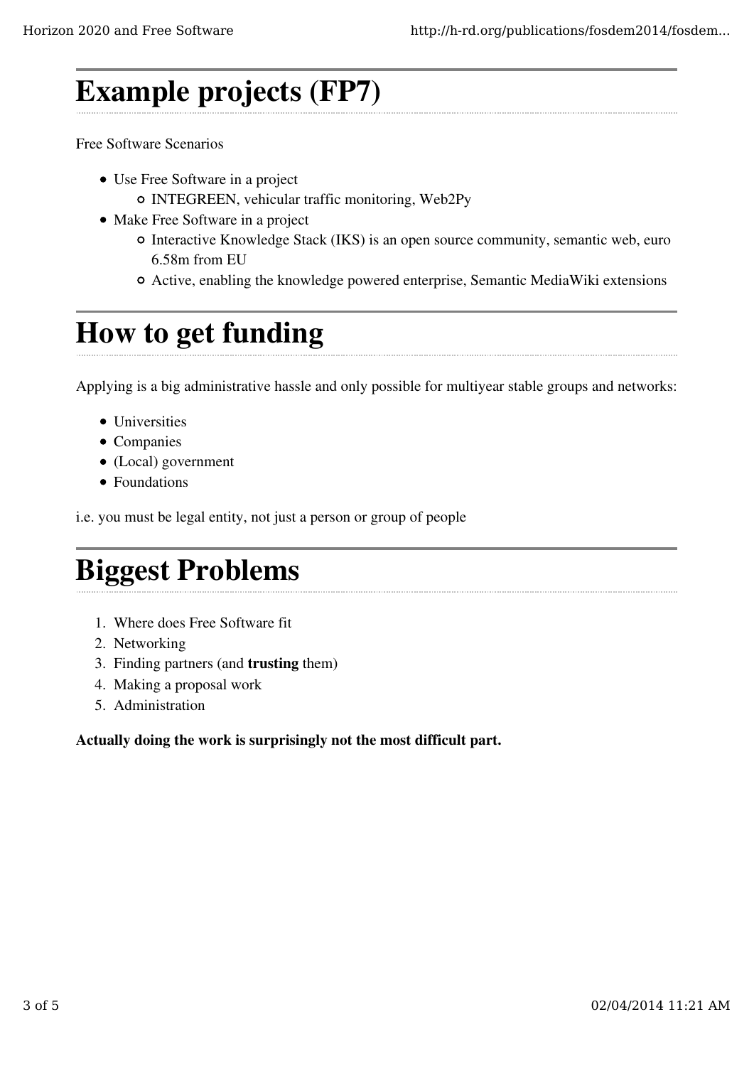# Example projects (FP7)

Free Software Scenarios

- Use Free Software in a project
  - INTEGREEN, vehicular traffic monitoring, Web2Py
- Make Free Software in a project
  - Interactive Knowledge Stack (IKS) is an open source community, semantic web, euro 6.58m from EU
  - Active, enabling the knowledge powered enterprise, Semantic MediaWiki extensions

# How to get funding

Applying is a big administrative hassle and only possible for multiyear stable groups and networks:

- Universities
- Companies
- (Local) government
- Foundations

i.e. you must be legal entity, not just a person or group of people

# Biggest Problems

1. Where does Free Software fit
2. Networking
3. Finding partners (and **trusting** them)
4. Making a proposal work
5. Administration

**Actually doing the work is surprisingly not the most difficult part.**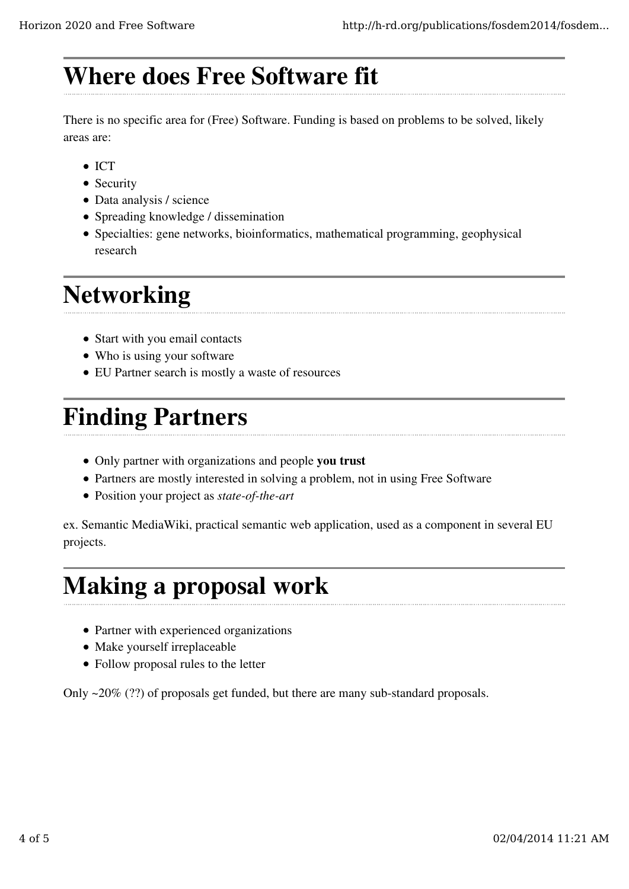# Where does Free Software fit

There is no specific area for (Free) Software. Funding is based on problems to be solved, likely areas are:

- ICT
- Security
- Data analysis / science
- Spreading knowledge / dissemination
- Specialties: gene networks, bioinformatics, mathematical programming, geophysical research

# Networking

- Start with you email contacts
- Who is using your software
- EU Partner search is mostly a waste of resources

# Finding Partners

- Only partner with organizations and people **you trust**
- Partners are mostly interested in solving a problem, not in using Free Software
- Position your project as *state-of-the-art*

ex. Semantic MediaWiki, practical semantic web application, used as a component in several EU projects.

# Making a proposal work

- Partner with experienced organizations
- Make yourself irreplaceable
- Follow proposal rules to the letter

Only ~20% (??) of proposals get funded, but there are many sub-standard proposals.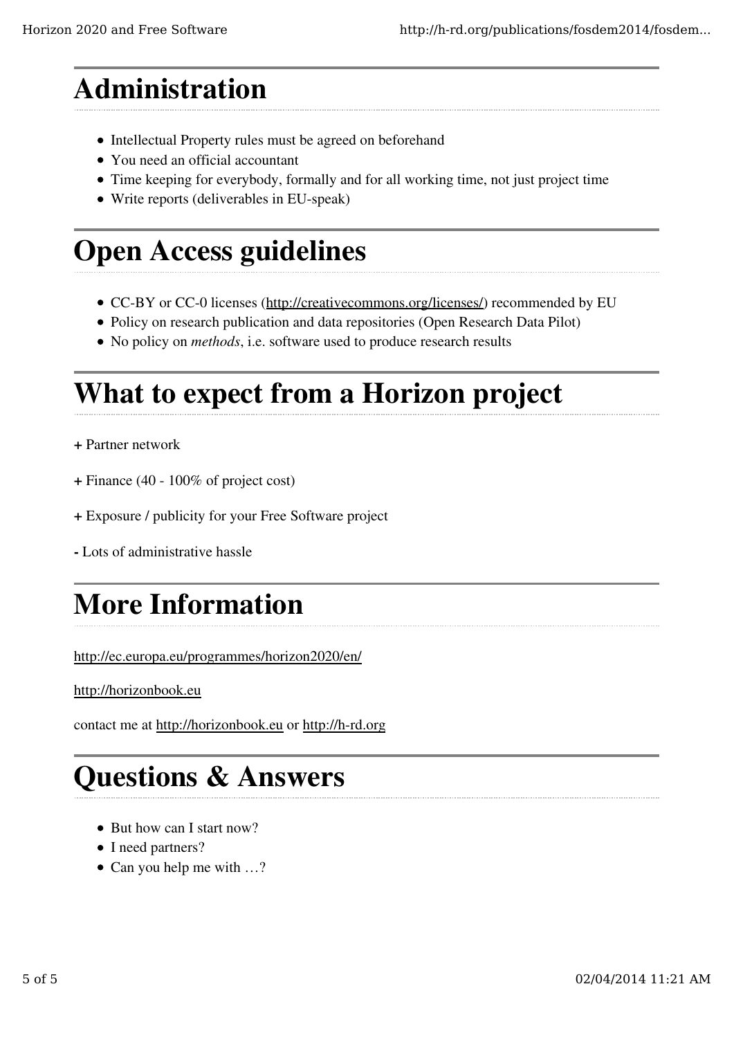# Administration

- Intellectual Property rules must be agreed on beforehand
- You need an official accountant
- Time keeping for everybody, formally and for all working time, not just project time
- Write reports (deliverables in EU-speak)

# Open Access guidelines

- CC-BY or CC-0 licenses (http://creativecommons.org/licenses/) recommended by EU
- Policy on research publication and data repositories (Open Research Data Pilot)
- No policy on *methods*, i.e. software used to produce research results

# What to expect from a Horizon project

**+** Partner network

**+** Finance (40 - 100% of project cost)

**+** Exposure / publicity for your Free Software project

**-** Lots of administrative hassle

# More Information

http://ec.europa.eu/programmes/horizon2020/en/

http://horizonbook.eu

contact me at http://horizonbook.eu or http://h-rd.org

# Questions & Answers

- But how can I start now?
- I need partners?
- Can you help me with …?